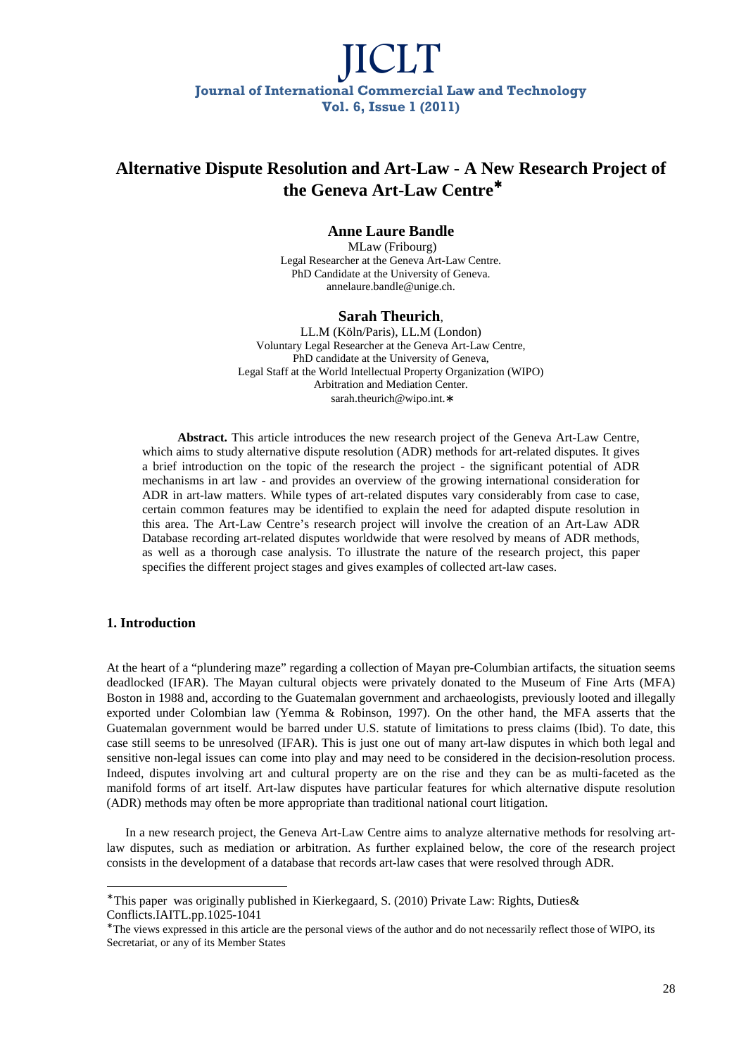# JICLT

**Journal of International Commercial Law and Technology**
**Vol. 6, Issue 1 (2011)**

## Alternative Dispute Resolution and Art-Law - A New Research Project of the Geneva Art-Law Centre*

**Anne Laure Bandle**
MLaw (Fribourg)
Legal Researcher at the Geneva Art-Law Centre.
PhD Candidate at the University of Geneva.
annelaure.bandle@unige.ch.

**Sarah Theurich**,
LL.M (Köln/Paris), LL.M (London)
Voluntary Legal Researcher at the Geneva Art-Law Centre,
PhD candidate at the University of Geneva,
Legal Staff at the World Intellectual Property Organization (WIPO)
Arbitration and Mediation Center.
sarah.theurich@wipo.int.*

**Abstract.** This article introduces the new research project of the Geneva Art-Law Centre, which aims to study alternative dispute resolution (ADR) methods for art-related disputes. It gives a brief introduction on the topic of the research the project - the significant potential of ADR mechanisms in art law - and provides an overview of the growing international consideration for ADR in art-law matters. While types of art-related disputes vary considerably from case to case, certain common features may be identified to explain the need for adapted dispute resolution in this area. The Art-Law Centre's research project will involve the creation of an Art-Law ADR Database recording art-related disputes worldwide that were resolved by means of ADR methods, as well as a thorough case analysis. To illustrate the nature of the research project, this paper specifies the different project stages and gives examples of collected art-law cases.

### 1. Introduction

At the heart of a "plundering maze" regarding a collection of Mayan pre-Columbian artifacts, the situation seems deadlocked (IFAR). The Mayan cultural objects were privately donated to the Museum of Fine Arts (MFA) Boston in 1988 and, according to the Guatemalan government and archaeologists, previously looted and illegally exported under Colombian law (Yemma & Robinson, 1997). On the other hand, the MFA asserts that the Guatemalan government would be barred under U.S. statute of limitations to press claims (Ibid). To date, this case still seems to be unresolved (IFAR). This is just one out of many art-law disputes in which both legal and sensitive non-legal issues can come into play and may need to be considered in the decision-resolution process. Indeed, disputes involving art and cultural property are on the rise and they can be as multi-faceted as the manifold forms of art itself. Art-law disputes have particular features for which alternative dispute resolution (ADR) methods may often be more appropriate than traditional national court litigation.

In a new research project, the Geneva Art-Law Centre aims to analyze alternative methods for resolving art-law disputes, such as mediation or arbitration. As further explained below, the core of the research project consists in the development of a database that records art-law cases that were resolved through ADR.

---

*This paper was originally published in Kierkegaard, S. (2010) Private Law: Rights, Duties& Conflicts.IAITL.pp.1025-1041

*The views expressed in this article are the personal views of the author and do not necessarily reflect those of WIPO, its Secretariat, or any of its Member States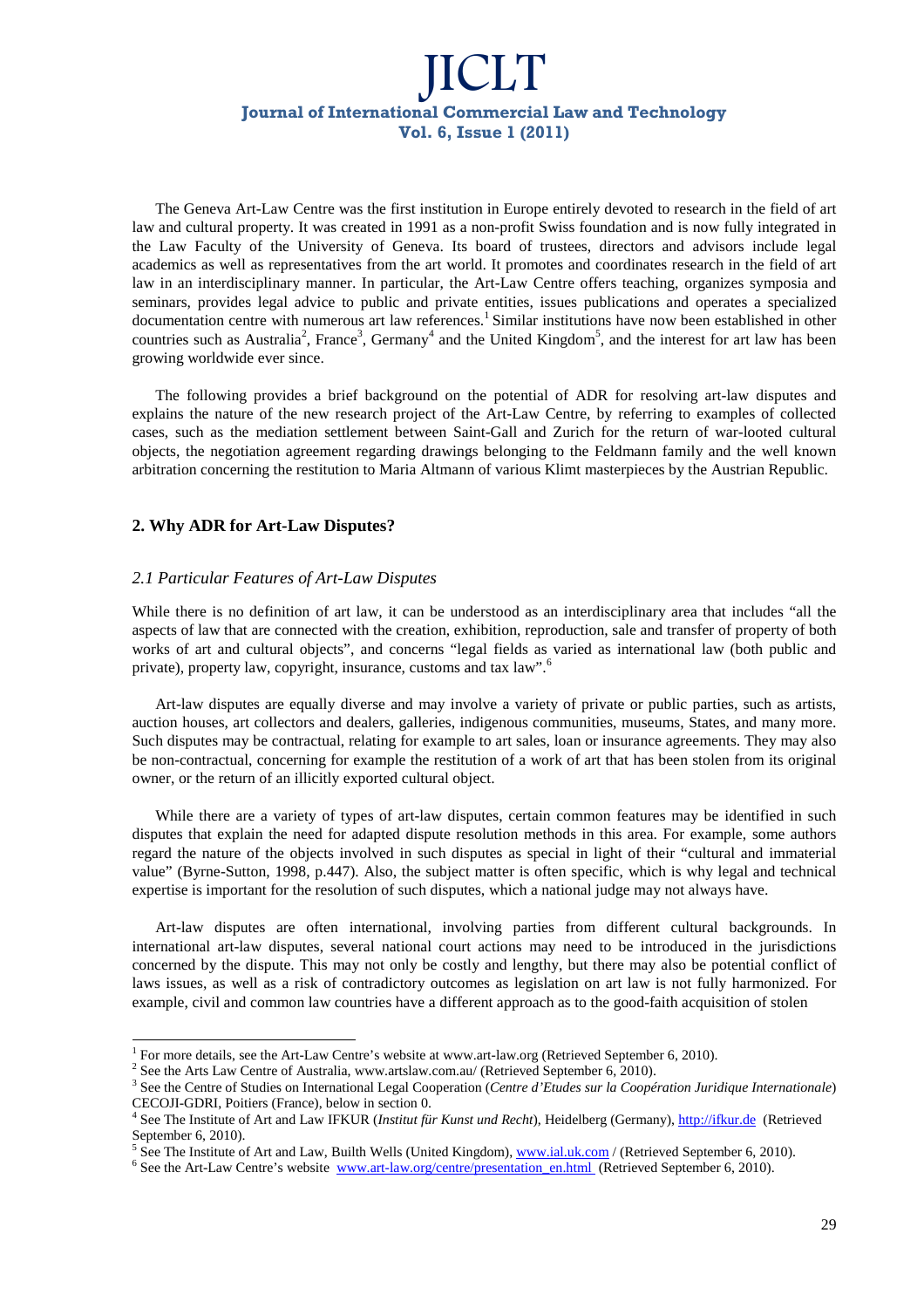The Geneva Art-Law Centre was the first institution in Europe entirely devoted to research in the field of art law and cultural property. It was created in 1991 as a non-profit Swiss foundation and is now fully integrated in the Law Faculty of the University of Geneva. Its board of trustees, directors and advisors include legal academics as well as representatives from the art world. It promotes and coordinates research in the field of art law in an interdisciplinary manner. In particular, the Art-Law Centre offers teaching, organizes symposia and seminars, provides legal advice to public and private entities, issues publications and operates a specialized documentation centre with numerous art law references.[1] Similar institutions have now been established in other countries such as Australia[2], France[3], Germany[4] and the United Kingdom[5], and the interest for art law has been growing worldwide ever since.

The following provides a brief background on the potential of ADR for resolving art-law disputes and explains the nature of the new research project of the Art-Law Centre, by referring to examples of collected cases, such as the mediation settlement between Saint-Gall and Zurich for the return of war-looted cultural objects, the negotiation agreement regarding drawings belonging to the Feldmann family and the well known arbitration concerning the restitution to Maria Altmann of various Klimt masterpieces by the Austrian Republic.

## 2. Why ADR for Art-Law Disputes?

### *2.1 Particular Features of Art-Law Disputes*

While there is no definition of art law, it can be understood as an interdisciplinary area that includes "all the aspects of law that are connected with the creation, exhibition, reproduction, sale and transfer of property of both works of art and cultural objects", and concerns "legal fields as varied as international law (both public and private), property law, copyright, insurance, customs and tax law".[6]

Art-law disputes are equally diverse and may involve a variety of private or public parties, such as artists, auction houses, art collectors and dealers, galleries, indigenous communities, museums, States, and many more. Such disputes may be contractual, relating for example to art sales, loan or insurance agreements. They may also be non-contractual, concerning for example the restitution of a work of art that has been stolen from its original owner, or the return of an illicitly exported cultural object.

While there are a variety of types of art-law disputes, certain common features may be identified in such disputes that explain the need for adapted dispute resolution methods in this area. For example, some authors regard the nature of the objects involved in such disputes as special in light of their "cultural and immaterial value" (Byrne-Sutton, 1998, p.447). Also, the subject matter is often specific, which is why legal and technical expertise is important for the resolution of such disputes, which a national judge may not always have.

Art-law disputes are often international, involving parties from different cultural backgrounds. In international art-law disputes, several national court actions may need to be introduced in the jurisdictions concerned by the dispute. This may not only be costly and lengthy, but there may also be potential conflict of laws issues, as well as a risk of contradictory outcomes as legislation on art law is not fully harmonized. For example, civil and common law countries have a different approach as to the good-faith acquisition of stolen

---

[1] For more details, see the Art-Law Centre's website at www.art-law.org (Retrieved September 6, 2010).

[2] See the Arts Law Centre of Australia, www.artslaw.com.au/ (Retrieved September 6, 2010).

[3] See the Centre of Studies on International Legal Cooperation (*Centre d'Etudes sur la Coopération Juridique Internationale*) CECOJI-GDRI, Poitiers (France), below in section 0.

[4] See The Institute of Art and Law IFKUR (*Institut für Kunst und Recht*), Heidelberg (Germany), http://ifkur.de (Retrieved September 6, 2010).

[5] See The Institute of Art and Law, Builth Wells (United Kingdom), www.ial.uk.com / (Retrieved September 6, 2010).

[6] See the Art-Law Centre's website www.art-law.org/centre/presentation_en.html (Retrieved September 6, 2010).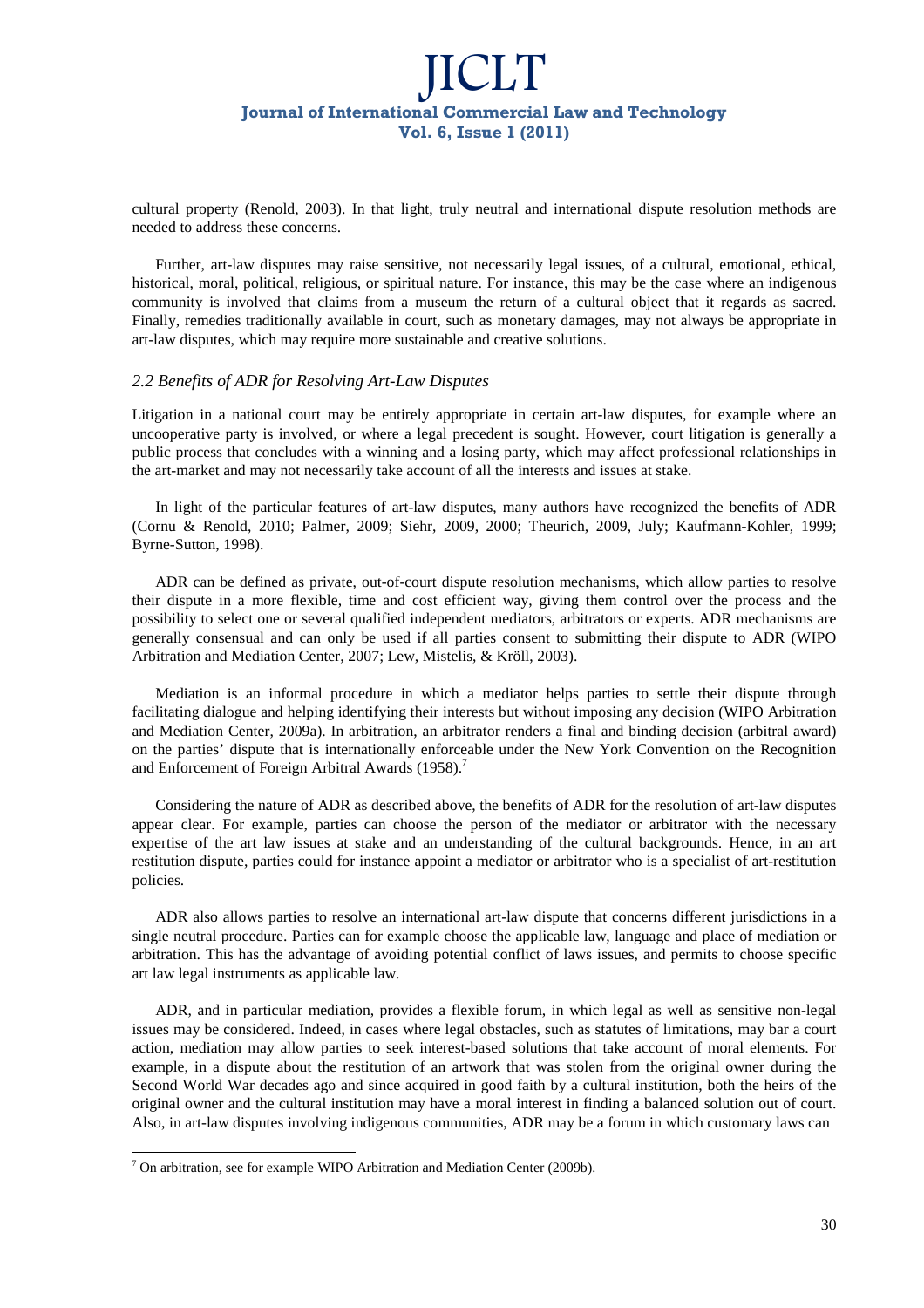cultural property (Renold, 2003). In that light, truly neutral and international dispute resolution methods are needed to address these concerns.

Further, art-law disputes may raise sensitive, not necessarily legal issues, of a cultural, emotional, ethical, historical, moral, political, religious, or spiritual nature. For instance, this may be the case where an indigenous community is involved that claims from a museum the return of a cultural object that it regards as sacred. Finally, remedies traditionally available in court, such as monetary damages, may not always be appropriate in art-law disputes, which may require more sustainable and creative solutions.

### *2.2 Benefits of ADR for Resolving Art-Law Disputes*

Litigation in a national court may be entirely appropriate in certain art-law disputes, for example where an uncooperative party is involved, or where a legal precedent is sought. However, court litigation is generally a public process that concludes with a winning and a losing party, which may affect professional relationships in the art-market and may not necessarily take account of all the interests and issues at stake.

In light of the particular features of art-law disputes, many authors have recognized the benefits of ADR (Cornu & Renold, 2010; Palmer, 2009; Siehr, 2009, 2000; Theurich, 2009, July; Kaufmann-Kohler, 1999; Byrne-Sutton, 1998).

ADR can be defined as private, out-of-court dispute resolution mechanisms, which allow parties to resolve their dispute in a more flexible, time and cost efficient way, giving them control over the process and the possibility to select one or several qualified independent mediators, arbitrators or experts. ADR mechanisms are generally consensual and can only be used if all parties consent to submitting their dispute to ADR (WIPO Arbitration and Mediation Center, 2007; Lew, Mistelis, & Kröll, 2003).

Mediation is an informal procedure in which a mediator helps parties to settle their dispute through facilitating dialogue and helping identifying their interests but without imposing any decision (WIPO Arbitration and Mediation Center, 2009a). In arbitration, an arbitrator renders a final and binding decision (arbitral award) on the parties' dispute that is internationally enforceable under the New York Convention on the Recognition and Enforcement of Foreign Arbitral Awards (1958).[7]

Considering the nature of ADR as described above, the benefits of ADR for the resolution of art-law disputes appear clear. For example, parties can choose the person of the mediator or arbitrator with the necessary expertise of the art law issues at stake and an understanding of the cultural backgrounds. Hence, in an art restitution dispute, parties could for instance appoint a mediator or arbitrator who is a specialist of art-restitution policies.

ADR also allows parties to resolve an international art-law dispute that concerns different jurisdictions in a single neutral procedure. Parties can for example choose the applicable law, language and place of mediation or arbitration. This has the advantage of avoiding potential conflict of laws issues, and permits to choose specific art law legal instruments as applicable law.

ADR, and in particular mediation, provides a flexible forum, in which legal as well as sensitive non-legal issues may be considered. Indeed, in cases where legal obstacles, such as statutes of limitations, may bar a court action, mediation may allow parties to seek interest-based solutions that take account of moral elements. For example, in a dispute about the restitution of an artwork that was stolen from the original owner during the Second World War decades ago and since acquired in good faith by a cultural institution, both the heirs of the original owner and the cultural institution may have a moral interest in finding a balanced solution out of court. Also, in art-law disputes involving indigenous communities, ADR may be a forum in which customary laws can

---

[7] On arbitration, see for example WIPO Arbitration and Mediation Center (2009b).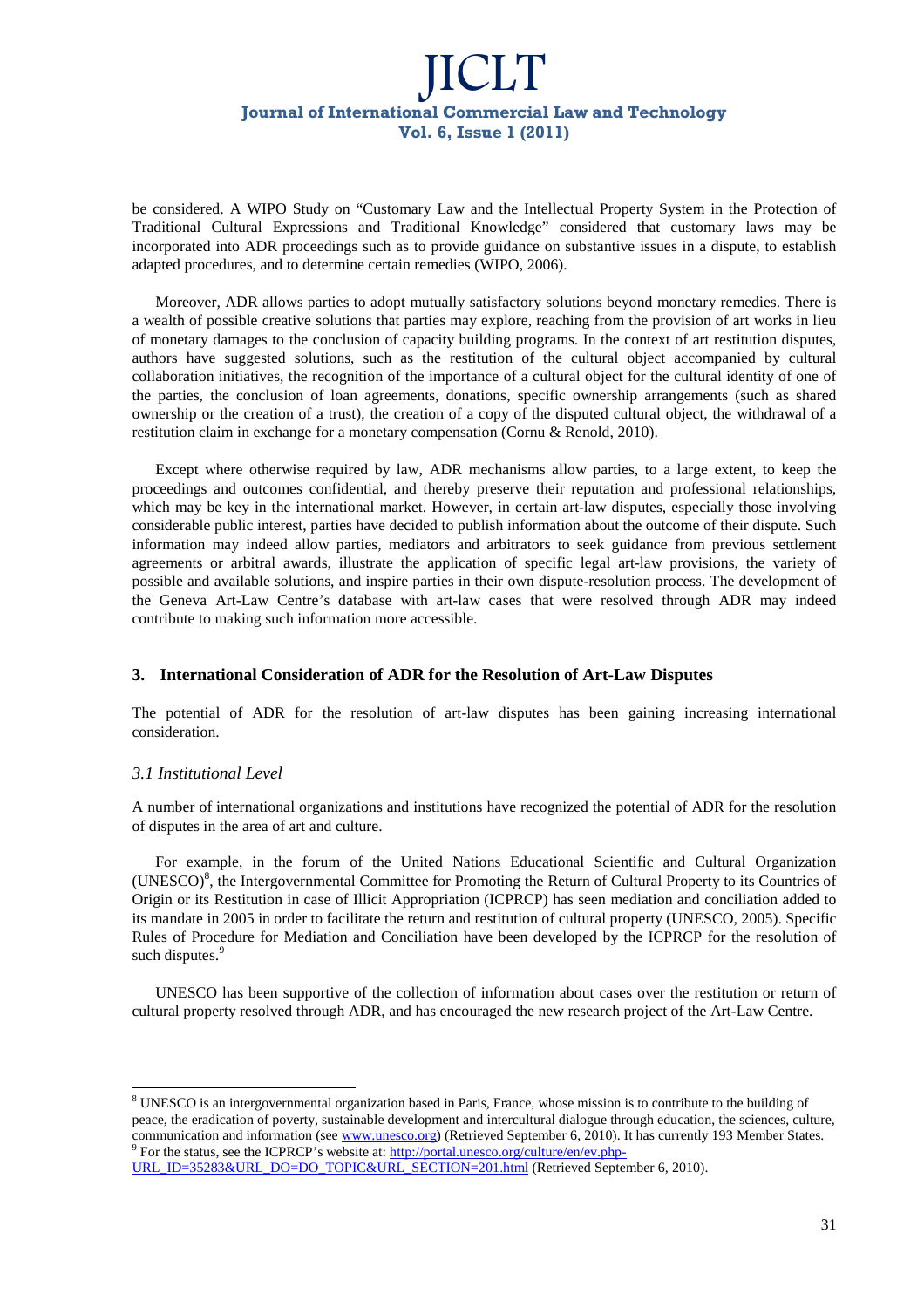be considered. A WIPO Study on "Customary Law and the Intellectual Property System in the Protection of Traditional Cultural Expressions and Traditional Knowledge" considered that customary laws may be incorporated into ADR proceedings such as to provide guidance on substantive issues in a dispute, to establish adapted procedures, and to determine certain remedies (WIPO, 2006).

Moreover, ADR allows parties to adopt mutually satisfactory solutions beyond monetary remedies. There is a wealth of possible creative solutions that parties may explore, reaching from the provision of art works in lieu of monetary damages to the conclusion of capacity building programs. In the context of art restitution disputes, authors have suggested solutions, such as the restitution of the cultural object accompanied by cultural collaboration initiatives, the recognition of the importance of a cultural object for the cultural identity of one of the parties, the conclusion of loan agreements, donations, specific ownership arrangements (such as shared ownership or the creation of a trust), the creation of a copy of the disputed cultural object, the withdrawal of a restitution claim in exchange for a monetary compensation (Cornu & Renold, 2010).

Except where otherwise required by law, ADR mechanisms allow parties, to a large extent, to keep the proceedings and outcomes confidential, and thereby preserve their reputation and professional relationships, which may be key in the international market. However, in certain art-law disputes, especially those involving considerable public interest, parties have decided to publish information about the outcome of their dispute. Such information may indeed allow parties, mediators and arbitrators to seek guidance from previous settlement agreements or arbitral awards, illustrate the application of specific legal art-law provisions, the variety of possible and available solutions, and inspire parties in their own dispute-resolution process. The development of the Geneva Art-Law Centre's database with art-law cases that were resolved through ADR may indeed contribute to making such information more accessible.

## 3. International Consideration of ADR for the Resolution of Art-Law Disputes

The potential of ADR for the resolution of art-law disputes has been gaining increasing international consideration.

### *3.1 Institutional Level*

A number of international organizations and institutions have recognized the potential of ADR for the resolution of disputes in the area of art and culture.

For example, in the forum of the United Nations Educational Scientific and Cultural Organization (UNESCO)[8], the Intergovernmental Committee for Promoting the Return of Cultural Property to its Countries of Origin or its Restitution in case of Illicit Appropriation (ICPRCP) has seen mediation and conciliation added to its mandate in 2005 in order to facilitate the return and restitution of cultural property (UNESCO, 2005). Specific Rules of Procedure for Mediation and Conciliation have been developed by the ICPRCP for the resolution of such disputes.[9]

UNESCO has been supportive of the collection of information about cases over the restitution or return of cultural property resolved through ADR, and has encouraged the new research project of the Art-Law Centre.

---

[8] UNESCO is an intergovernmental organization based in Paris, France, whose mission is to contribute to the building of peace, the eradication of poverty, sustainable development and intercultural dialogue through education, the sciences, culture, communication and information (see www.unesco.org) (Retrieved September 6, 2010). It has currently 193 Member States.

[9] For the status, see the ICPRCP's website at: http://portal.unesco.org/culture/en/ev.php-URL_ID=35283&URL_DO=DO_TOPIC&URL_SECTION=201.html (Retrieved September 6, 2010).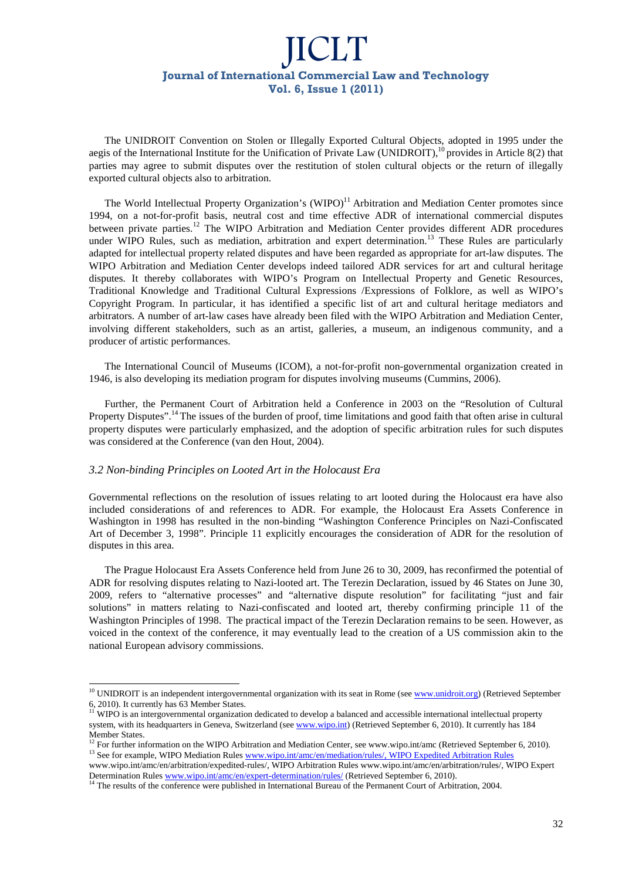The UNIDROIT Convention on Stolen or Illegally Exported Cultural Objects, adopted in 1995 under the aegis of the International Institute for the Unification of Private Law (UNIDROIT),[10] provides in Article 8(2) that parties may agree to submit disputes over the restitution of stolen cultural objects or the return of illegally exported cultural objects also to arbitration.

The World Intellectual Property Organization's (WIPO)[11] Arbitration and Mediation Center promotes since 1994, on a not-for-profit basis, neutral cost and time effective ADR of international commercial disputes between private parties.[12] The WIPO Arbitration and Mediation Center provides different ADR procedures under WIPO Rules, such as mediation, arbitration and expert determination.[13] These Rules are particularly adapted for intellectual property related disputes and have been regarded as appropriate for art-law disputes. The WIPO Arbitration and Mediation Center develops indeed tailored ADR services for art and cultural heritage disputes. It thereby collaborates with WIPO's Program on Intellectual Property and Genetic Resources, Traditional Knowledge and Traditional Cultural Expressions /Expressions of Folklore, as well as WIPO's Copyright Program. In particular, it has identified a specific list of art and cultural heritage mediators and arbitrators. A number of art-law cases have already been filed with the WIPO Arbitration and Mediation Center, involving different stakeholders, such as an artist, galleries, a museum, an indigenous community, and a producer of artistic performances.

The International Council of Museums (ICOM), a not-for-profit non-governmental organization created in 1946, is also developing its mediation program for disputes involving museums (Cummins, 2006).

Further, the Permanent Court of Arbitration held a Conference in 2003 on the "Resolution of Cultural Property Disputes".[14] The issues of the burden of proof, time limitations and good faith that often arise in cultural property disputes were particularly emphasized, and the adoption of specific arbitration rules for such disputes was considered at the Conference (van den Hout, 2004).

### *3.2 Non-binding Principles on Looted Art in the Holocaust Era*

Governmental reflections on the resolution of issues relating to art looted during the Holocaust era have also included considerations of and references to ADR. For example, the Holocaust Era Assets Conference in Washington in 1998 has resulted in the non-binding "Washington Conference Principles on Nazi-Confiscated Art of December 3, 1998". Principle 11 explicitly encourages the consideration of ADR for the resolution of disputes in this area.

The Prague Holocaust Era Assets Conference held from June 26 to 30, 2009, has reconfirmed the potential of ADR for resolving disputes relating to Nazi-looted art. The Terezin Declaration, issued by 46 States on June 30, 2009, refers to "alternative processes" and "alternative dispute resolution" for facilitating "just and fair solutions" in matters relating to Nazi-confiscated and looted art, thereby confirming principle 11 of the Washington Principles of 1998. The practical impact of the Terezin Declaration remains to be seen. However, as voiced in the context of the conference, it may eventually lead to the creation of a US commission akin to the national European advisory commissions.

---

[10] UNIDROIT is an independent intergovernmental organization with its seat in Rome (see www.unidroit.org) (Retrieved September 6, 2010). It currently has 63 Member States.

[11] WIPO is an intergovernmental organization dedicated to develop a balanced and accessible international intellectual property system, with its headquarters in Geneva, Switzerland (see www.wipo.int) (Retrieved September 6, 2010). It currently has 184 Member States.

[12] For further information on the WIPO Arbitration and Mediation Center, see www.wipo.int/amc (Retrieved September 6, 2010).

[13] See for example, WIPO Mediation Rules www.wipo.int/amc/en/mediation/rules/, WIPO Expedited Arbitration Rules www.wipo.int/amc/en/arbitration/expedited-rules/, WIPO Arbitration Rules www.wipo.int/amc/en/arbitration/rules/, WIPO Expert Determination Rules www.wipo.int/amc/en/expert-determination/rules/ (Retrieved September 6, 2010).

[14] The results of the conference were published in International Bureau of the Permanent Court of Arbitration, 2004.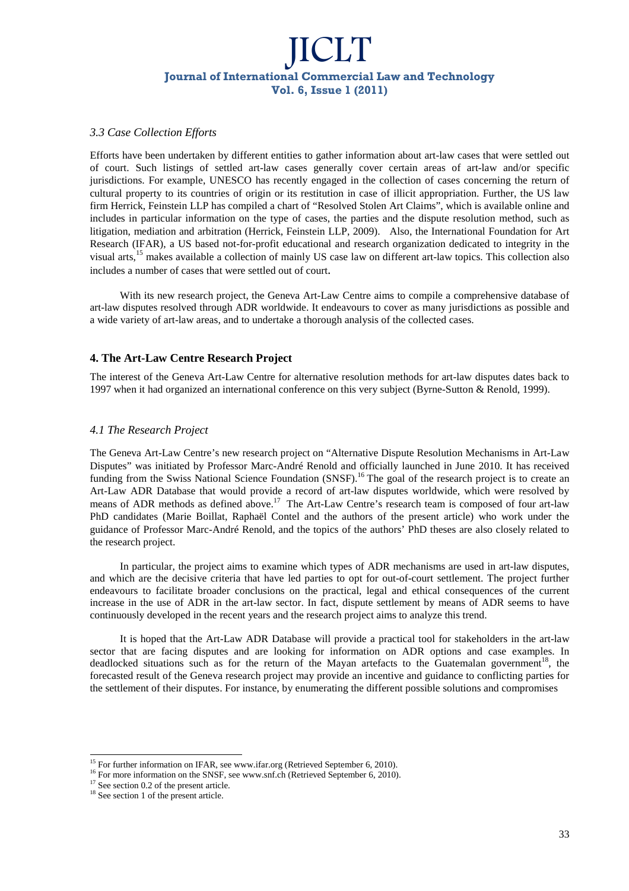### *3.3 Case Collection Efforts*

Efforts have been undertaken by different entities to gather information about art-law cases that were settled out of court. Such listings of settled art-law cases generally cover certain areas of art-law and/or specific jurisdictions. For example, UNESCO has recently engaged in the collection of cases concerning the return of cultural property to its countries of origin or its restitution in case of illicit appropriation. Further, the US law firm Herrick, Feinstein LLP has compiled a chart of "Resolved Stolen Art Claims", which is available online and includes in particular information on the type of cases, the parties and the dispute resolution method, such as litigation, mediation and arbitration (Herrick, Feinstein LLP, 2009). Also, the International Foundation for Art Research (IFAR), a US based not-for-profit educational and research organization dedicated to integrity in the visual arts,[15] makes available a collection of mainly US case law on different art-law topics. This collection also includes a number of cases that were settled out of court.

With its new research project, the Geneva Art-Law Centre aims to compile a comprehensive database of art-law disputes resolved through ADR worldwide. It endeavours to cover as many jurisdictions as possible and a wide variety of art-law areas, and to undertake a thorough analysis of the collected cases.

## 4. The Art-Law Centre Research Project

The interest of the Geneva Art-Law Centre for alternative resolution methods for art-law disputes dates back to 1997 when it had organized an international conference on this very subject (Byrne-Sutton & Renold, 1999).

### *4.1 The Research Project*

The Geneva Art-Law Centre's new research project on "Alternative Dispute Resolution Mechanisms in Art-Law Disputes" was initiated by Professor Marc-André Renold and officially launched in June 2010. It has received funding from the Swiss National Science Foundation (SNSF).[16] The goal of the research project is to create an Art-Law ADR Database that would provide a record of art-law disputes worldwide, which were resolved by means of ADR methods as defined above.[17] The Art-Law Centre's research team is composed of four art-law PhD candidates (Marie Boillat, Raphaël Contel and the authors of the present article) who work under the guidance of Professor Marc-André Renold, and the topics of the authors' PhD theses are also closely related to the research project.

In particular, the project aims to examine which types of ADR mechanisms are used in art-law disputes, and which are the decisive criteria that have led parties to opt for out-of-court settlement. The project further endeavours to facilitate broader conclusions on the practical, legal and ethical consequences of the current increase in the use of ADR in the art-law sector. In fact, dispute settlement by means of ADR seems to have continuously developed in the recent years and the research project aims to analyze this trend.

It is hoped that the Art-Law ADR Database will provide a practical tool for stakeholders in the art-law sector that are facing disputes and are looking for information on ADR options and case examples. In deadlocked situations such as for the return of the Mayan artefacts to the Guatemalan government[18], the forecasted result of the Geneva research project may provide an incentive and guidance to conflicting parties for the settlement of their disputes. For instance, by enumerating the different possible solutions and compromises

---

[15] For further information on IFAR, see www.ifar.org (Retrieved September 6, 2010).

[16] For more information on the SNSF, see www.snf.ch (Retrieved September 6, 2010).

[17] See section 0.2 of the present article.

[18] See section 1 of the present article.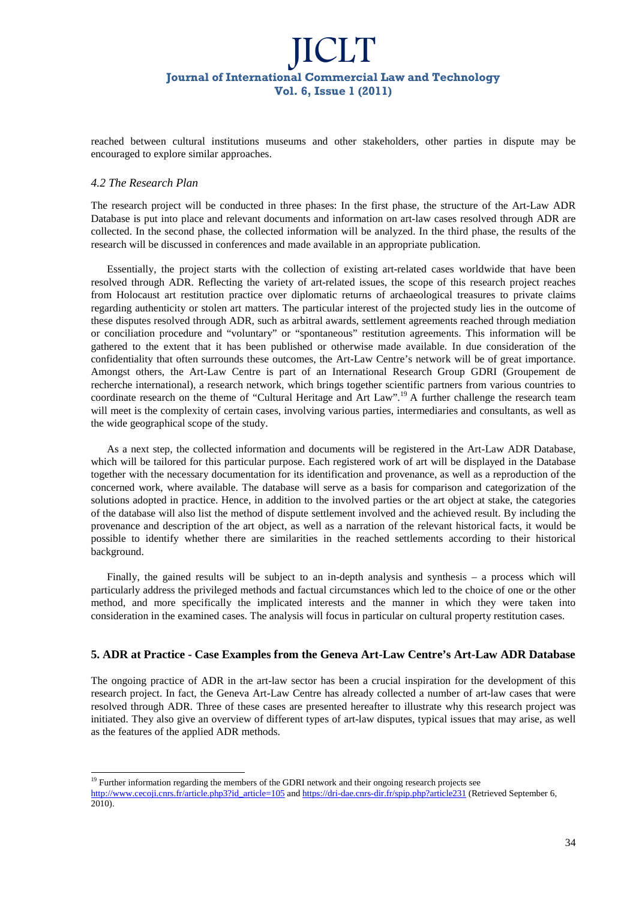reached between cultural institutions museums and other stakeholders, other parties in dispute may be encouraged to explore similar approaches.

### *4.2 The Research Plan*

The research project will be conducted in three phases: In the first phase, the structure of the Art-Law ADR Database is put into place and relevant documents and information on art-law cases resolved through ADR are collected. In the second phase, the collected information will be analyzed. In the third phase, the results of the research will be discussed in conferences and made available in an appropriate publication.

Essentially, the project starts with the collection of existing art-related cases worldwide that have been resolved through ADR. Reflecting the variety of art-related issues, the scope of this research project reaches from Holocaust art restitution practice over diplomatic returns of archaeological treasures to private claims regarding authenticity or stolen art matters. The particular interest of the projected study lies in the outcome of these disputes resolved through ADR, such as arbitral awards, settlement agreements reached through mediation or conciliation procedure and "voluntary" or "spontaneous" restitution agreements. This information will be gathered to the extent that it has been published or otherwise made available. In due consideration of the confidentiality that often surrounds these outcomes, the Art-Law Centre's network will be of great importance. Amongst others, the Art-Law Centre is part of an International Research Group GDRI (Groupement de recherche international), a research network, which brings together scientific partners from various countries to coordinate research on the theme of "Cultural Heritage and Art Law".[19] A further challenge the research team will meet is the complexity of certain cases, involving various parties, intermediaries and consultants, as well as the wide geographical scope of the study.

As a next step, the collected information and documents will be registered in the Art-Law ADR Database, which will be tailored for this particular purpose. Each registered work of art will be displayed in the Database together with the necessary documentation for its identification and provenance, as well as a reproduction of the concerned work, where available. The database will serve as a basis for comparison and categorization of the solutions adopted in practice. Hence, in addition to the involved parties or the art object at stake, the categories of the database will also list the method of dispute settlement involved and the achieved result. By including the provenance and description of the art object, as well as a narration of the relevant historical facts, it would be possible to identify whether there are similarities in the reached settlements according to their historical background.

Finally, the gained results will be subject to an in-depth analysis and synthesis – a process which will particularly address the privileged methods and factual circumstances which led to the choice of one or the other method, and more specifically the implicated interests and the manner in which they were taken into consideration in the examined cases. The analysis will focus in particular on cultural property restitution cases.

## 5. ADR at Practice - Case Examples from the Geneva Art-Law Centre's Art-Law ADR Database

The ongoing practice of ADR in the art-law sector has been a crucial inspiration for the development of this research project. In fact, the Geneva Art-Law Centre has already collected a number of art-law cases that were resolved through ADR. Three of these cases are presented hereafter to illustrate why this research project was initiated. They also give an overview of different types of art-law disputes, typical issues that may arise, as well as the features of the applied ADR methods.

---

[19] Further information regarding the members of the GDRI network and their ongoing research projects see http://www.cecoji.cnrs.fr/article.php3?id_article=105 and https://dri-dae.cnrs-dir.fr/spip.php?article231 (Retrieved September 6, 2010).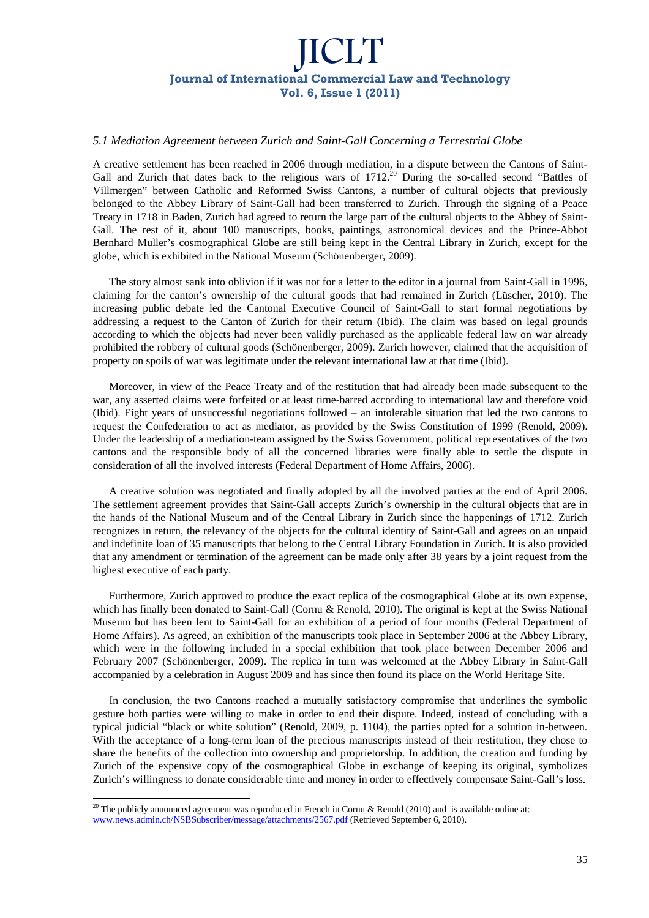### *5.1 Mediation Agreement between Zurich and Saint-Gall Concerning a Terrestrial Globe*

A creative settlement has been reached in 2006 through mediation, in a dispute between the Cantons of Saint-Gall and Zurich that dates back to the religious wars of 1712.[20] During the so-called second "Battles of Villmergen" between Catholic and Reformed Swiss Cantons, a number of cultural objects that previously belonged to the Abbey Library of Saint-Gall had been transferred to Zurich. Through the signing of a Peace Treaty in 1718 in Baden, Zurich had agreed to return the large part of the cultural objects to the Abbey of Saint-Gall. The rest of it, about 100 manuscripts, books, paintings, astronomical devices and the Prince-Abbot Bernhard Muller's cosmographical Globe are still being kept in the Central Library in Zurich, except for the globe, which is exhibited in the National Museum (Schönenberger, 2009).

The story almost sank into oblivion if it was not for a letter to the editor in a journal from Saint-Gall in 1996, claiming for the canton's ownership of the cultural goods that had remained in Zurich (Lüscher, 2010). The increasing public debate led the Cantonal Executive Council of Saint-Gall to start formal negotiations by addressing a request to the Canton of Zurich for their return (Ibid). The claim was based on legal grounds according to which the objects had never been validly purchased as the applicable federal law on war already prohibited the robbery of cultural goods (Schönenberger, 2009). Zurich however, claimed that the acquisition of property on spoils of war was legitimate under the relevant international law at that time (Ibid).

Moreover, in view of the Peace Treaty and of the restitution that had already been made subsequent to the war, any asserted claims were forfeited or at least time-barred according to international law and therefore void (Ibid). Eight years of unsuccessful negotiations followed – an intolerable situation that led the two cantons to request the Confederation to act as mediator, as provided by the Swiss Constitution of 1999 (Renold, 2009). Under the leadership of a mediation-team assigned by the Swiss Government, political representatives of the two cantons and the responsible body of all the concerned libraries were finally able to settle the dispute in consideration of all the involved interests (Federal Department of Home Affairs, 2006).

A creative solution was negotiated and finally adopted by all the involved parties at the end of April 2006. The settlement agreement provides that Saint-Gall accepts Zurich's ownership in the cultural objects that are in the hands of the National Museum and of the Central Library in Zurich since the happenings of 1712. Zurich recognizes in return, the relevancy of the objects for the cultural identity of Saint-Gall and agrees on an unpaid and indefinite loan of 35 manuscripts that belong to the Central Library Foundation in Zurich. It is also provided that any amendment or termination of the agreement can be made only after 38 years by a joint request from the highest executive of each party.

Furthermore, Zurich approved to produce the exact replica of the cosmographical Globe at its own expense, which has finally been donated to Saint-Gall (Cornu & Renold, 2010). The original is kept at the Swiss National Museum but has been lent to Saint-Gall for an exhibition of a period of four months (Federal Department of Home Affairs). As agreed, an exhibition of the manuscripts took place in September 2006 at the Abbey Library, which were in the following included in a special exhibition that took place between December 2006 and February 2007 (Schönenberger, 2009). The replica in turn was welcomed at the Abbey Library in Saint-Gall accompanied by a celebration in August 2009 and has since then found its place on the World Heritage Site.

In conclusion, the two Cantons reached a mutually satisfactory compromise that underlines the symbolic gesture both parties were willing to make in order to end their dispute. Indeed, instead of concluding with a typical judicial "black or white solution" (Renold, 2009, p. 1104), the parties opted for a solution in-between. With the acceptance of a long-term loan of the precious manuscripts instead of their restitution, they chose to share the benefits of the collection into ownership and proprietorship. In addition, the creation and funding by Zurich of the expensive copy of the cosmographical Globe in exchange of keeping its original, symbolizes Zurich's willingness to donate considerable time and money in order to effectively compensate Saint-Gall's loss.

---

[20] The publicly announced agreement was reproduced in French in Cornu & Renold (2010) and is available online at: www.news.admin.ch/NSBSubscriber/message/attachments/2567.pdf (Retrieved September 6, 2010).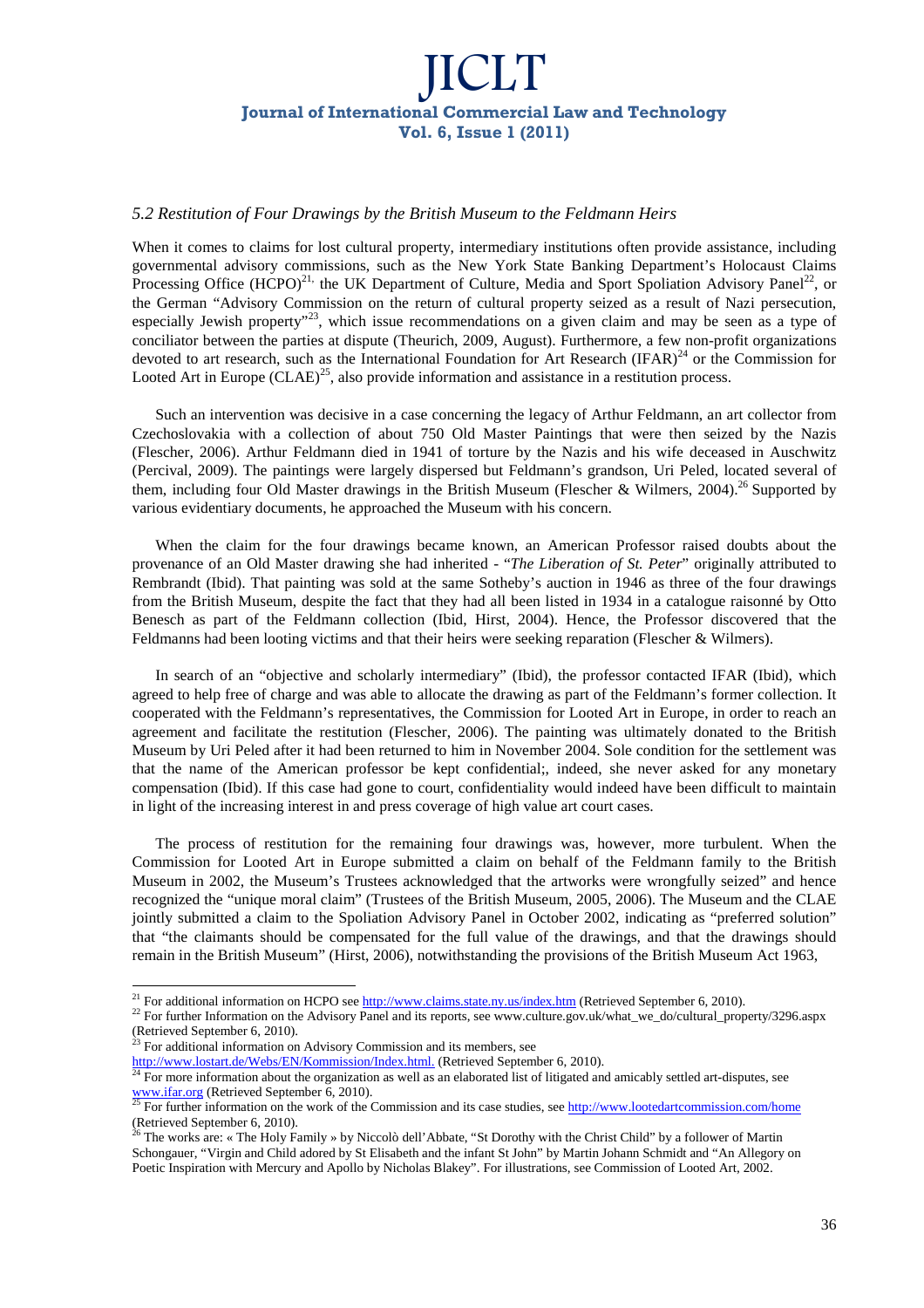### *5.2 Restitution of Four Drawings by the British Museum to the Feldmann Heirs*

When it comes to claims for lost cultural property, intermediary institutions often provide assistance, including governmental advisory commissions, such as the New York State Banking Department's Holocaust Claims Processing Office (HCPO)[21,] the UK Department of Culture, Media and Sport Spoliation Advisory Panel[22], or the German "Advisory Commission on the return of cultural property seized as a result of Nazi persecution, especially Jewish property"[23], which issue recommendations on a given claim and may be seen as a type of conciliator between the parties at dispute (Theurich, 2009, August). Furthermore, a few non-profit organizations devoted to art research, such as the International Foundation for Art Research (IFAR)[24] or the Commission for Looted Art in Europe (CLAE)[25], also provide information and assistance in a restitution process.

Such an intervention was decisive in a case concerning the legacy of Arthur Feldmann, an art collector from Czechoslovakia with a collection of about 750 Old Master Paintings that were then seized by the Nazis (Flescher, 2006). Arthur Feldmann died in 1941 of torture by the Nazis and his wife deceased in Auschwitz (Percival, 2009). The paintings were largely dispersed but Feldmann's grandson, Uri Peled, located several of them, including four Old Master drawings in the British Museum (Flescher & Wilmers, 2004).[26] Supported by various evidentiary documents, he approached the Museum with his concern.

When the claim for the four drawings became known, an American Professor raised doubts about the provenance of an Old Master drawing she had inherited - "*The Liberation of St. Peter*" originally attributed to Rembrandt (Ibid). That painting was sold at the same Sotheby's auction in 1946 as three of the four drawings from the British Museum, despite the fact that they had all been listed in 1934 in a catalogue raisonné by Otto Benesch as part of the Feldmann collection (Ibid, Hirst, 2004). Hence, the Professor discovered that the Feldmanns had been looting victims and that their heirs were seeking reparation (Flescher & Wilmers).

In search of an "objective and scholarly intermediary" (Ibid), the professor contacted IFAR (Ibid), which agreed to help free of charge and was able to allocate the drawing as part of the Feldmann's former collection. It cooperated with the Feldmann's representatives, the Commission for Looted Art in Europe, in order to reach an agreement and facilitate the restitution (Flescher, 2006). The painting was ultimately donated to the British Museum by Uri Peled after it had been returned to him in November 2004. Sole condition for the settlement was that the name of the American professor be kept confidential;, indeed, she never asked for any monetary compensation (Ibid). If this case had gone to court, confidentiality would indeed have been difficult to maintain in light of the increasing interest in and press coverage of high value art court cases.

The process of restitution for the remaining four drawings was, however, more turbulent. When the Commission for Looted Art in Europe submitted a claim on behalf of the Feldmann family to the British Museum in 2002, the Museum's Trustees acknowledged that the artworks were wrongfully seized" and hence recognized the "unique moral claim" (Trustees of the British Museum, 2005, 2006). The Museum and the CLAE jointly submitted a claim to the Spoliation Advisory Panel in October 2002, indicating as "preferred solution" that "the claimants should be compensated for the full value of the drawings, and that the drawings should remain in the British Museum" (Hirst, 2006), notwithstanding the provisions of the British Museum Act 1963,

---

[21] For additional information on HCPO see http://www.claims.state.ny.us/index.htm (Retrieved September 6, 2010).

[22] For further Information on the Advisory Panel and its reports, see www.culture.gov.uk/what_we_do/cultural_property/3296.aspx (Retrieved September 6, 2010).

[23] For additional information on Advisory Commission and its members, see http://www.lostart.de/Webs/EN/Kommission/Index.html. (Retrieved September 6, 2010).

[24] For more information about the organization as well as an elaborated list of litigated and amicably settled art-disputes, see www.ifar.org (Retrieved September 6, 2010).

[25] For further information on the work of the Commission and its case studies, see http://www.lootedartcommission.com/home (Retrieved September 6, 2010).

[26] The works are: « The Holy Family » by Niccolò dell'Abbate, "St Dorothy with the Christ Child" by a follower of Martin Schongauer, "Virgin and Child adored by St Elisabeth and the infant St John" by Martin Johann Schmidt and "An Allegory on Poetic Inspiration with Mercury and Apollo by Nicholas Blakey". For illustrations, see Commission of Looted Art, 2002.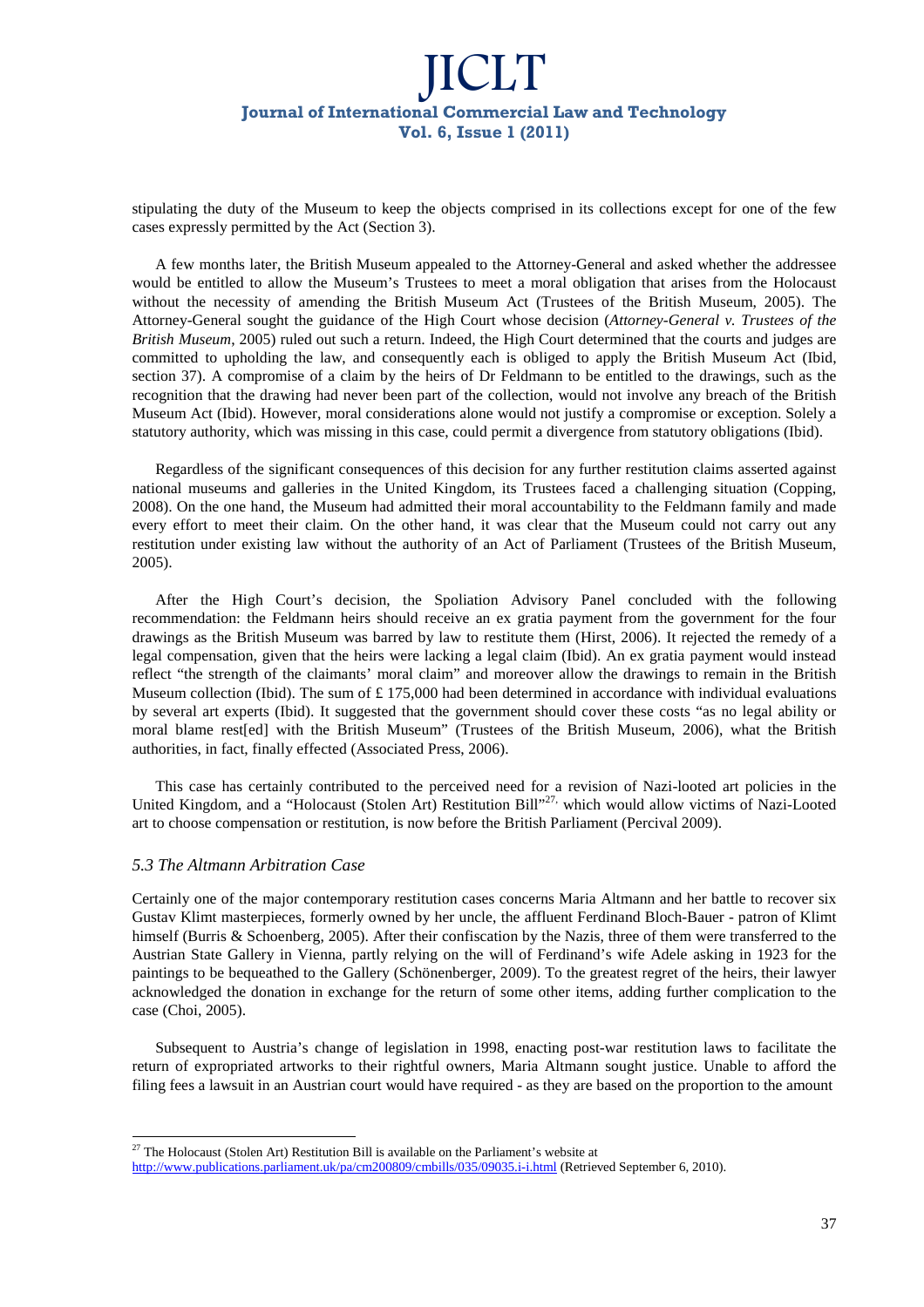stipulating the duty of the Museum to keep the objects comprised in its collections except for one of the few cases expressly permitted by the Act (Section 3).

A few months later, the British Museum appealed to the Attorney-General and asked whether the addressee would be entitled to allow the Museum's Trustees to meet a moral obligation that arises from the Holocaust without the necessity of amending the British Museum Act (Trustees of the British Museum, 2005). The Attorney-General sought the guidance of the High Court whose decision (*Attorney-General v. Trustees of the British Museum*, 2005) ruled out such a return. Indeed, the High Court determined that the courts and judges are committed to upholding the law, and consequently each is obliged to apply the British Museum Act (Ibid, section 37). A compromise of a claim by the heirs of Dr Feldmann to be entitled to the drawings, such as the recognition that the drawing had never been part of the collection, would not involve any breach of the British Museum Act (Ibid). However, moral considerations alone would not justify a compromise or exception. Solely a statutory authority, which was missing in this case, could permit a divergence from statutory obligations (Ibid).

Regardless of the significant consequences of this decision for any further restitution claims asserted against national museums and galleries in the United Kingdom, its Trustees faced a challenging situation (Copping, 2008). On the one hand, the Museum had admitted their moral accountability to the Feldmann family and made every effort to meet their claim. On the other hand, it was clear that the Museum could not carry out any restitution under existing law without the authority of an Act of Parliament (Trustees of the British Museum, 2005).

After the High Court's decision, the Spoliation Advisory Panel concluded with the following recommendation: the Feldmann heirs should receive an ex gratia payment from the government for the four drawings as the British Museum was barred by law to restitute them (Hirst, 2006). It rejected the remedy of a legal compensation, given that the heirs were lacking a legal claim (Ibid). An ex gratia payment would instead reflect "the strength of the claimants' moral claim" and moreover allow the drawings to remain in the British Museum collection (Ibid). The sum of £ 175,000 had been determined in accordance with individual evaluations by several art experts (Ibid). It suggested that the government should cover these costs "as no legal ability or moral blame rest[ed] with the British Museum" (Trustees of the British Museum, 2006), what the British authorities, in fact, finally effected (Associated Press, 2006).

This case has certainly contributed to the perceived need for a revision of Nazi-looted art policies in the United Kingdom, and a "Holocaust (Stolen Art) Restitution Bill"[27], which would allow victims of Nazi-Looted art to choose compensation or restitution, is now before the British Parliament (Percival 2009).

### *5.3 The Altmann Arbitration Case*

Certainly one of the major contemporary restitution cases concerns Maria Altmann and her battle to recover six Gustav Klimt masterpieces, formerly owned by her uncle, the affluent Ferdinand Bloch-Bauer - patron of Klimt himself (Burris & Schoenberg, 2005). After their confiscation by the Nazis, three of them were transferred to the Austrian State Gallery in Vienna, partly relying on the will of Ferdinand's wife Adele asking in 1923 for the paintings to be bequeathed to the Gallery (Schönenberger, 2009). To the greatest regret of the heirs, their lawyer acknowledged the donation in exchange for the return of some other items, adding further complication to the case (Choi, 2005).

Subsequent to Austria's change of legislation in 1998, enacting post-war restitution laws to facilitate the return of expropriated artworks to their rightful owners, Maria Altmann sought justice. Unable to afford the filing fees a lawsuit in an Austrian court would have required - as they are based on the proportion to the amount

---

[27] The Holocaust (Stolen Art) Restitution Bill is available on the Parliament's website at http://www.publications.parliament.uk/pa/cm200809/cmbills/035/09035.i-i.html (Retrieved September 6, 2010).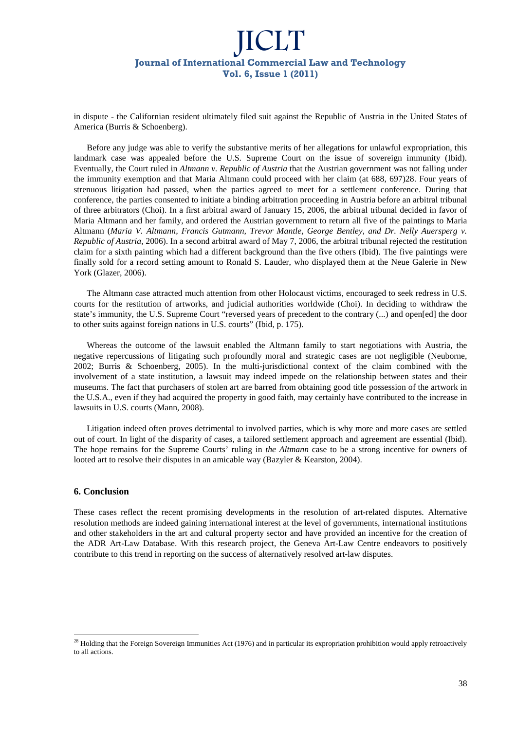in dispute - the Californian resident ultimately filed suit against the Republic of Austria in the United States of America (Burris & Schoenberg).

Before any judge was able to verify the substantive merits of her allegations for unlawful expropriation, this landmark case was appealed before the U.S. Supreme Court on the issue of sovereign immunity (Ibid). Eventually, the Court ruled in *Altmann v. Republic of Austria* that the Austrian government was not falling under the immunity exemption and that Maria Altmann could proceed with her claim (at 688, 697)[28]. Four years of strenuous litigation had passed, when the parties agreed to meet for a settlement conference. During that conference, the parties consented to initiate a binding arbitration proceeding in Austria before an arbitral tribunal of three arbitrators (Choi). In a first arbitral award of January 15, 2006, the arbitral tribunal decided in favor of Maria Altmann and her family, and ordered the Austrian government to return all five of the paintings to Maria Altmann (*Maria V. Altmann, Francis Gutmann, Trevor Mantle, George Bentley, and Dr. Nelly Auersperg v. Republic of Austria*, 2006). In a second arbitral award of May 7, 2006, the arbitral tribunal rejected the restitution claim for a sixth painting which had a different background than the five others (Ibid). The five paintings were finally sold for a record setting amount to Ronald S. Lauder, who displayed them at the Neue Galerie in New York (Glazer, 2006).

The Altmann case attracted much attention from other Holocaust victims, encouraged to seek redress in U.S. courts for the restitution of artworks, and judicial authorities worldwide (Choi). In deciding to withdraw the state's immunity, the U.S. Supreme Court "reversed years of precedent to the contrary (...) and open[ed] the door to other suits against foreign nations in U.S. courts" (Ibid, p. 175).

Whereas the outcome of the lawsuit enabled the Altmann family to start negotiations with Austria, the negative repercussions of litigating such profoundly moral and strategic cases are not negligible (Neuborne, 2002; Burris & Schoenberg, 2005). In the multi-jurisdictional context of the claim combined with the involvement of a state institution, a lawsuit may indeed impede on the relationship between states and their museums. The fact that purchasers of stolen art are barred from obtaining good title possession of the artwork in the U.S.A., even if they had acquired the property in good faith, may certainly have contributed to the increase in lawsuits in U.S. courts (Mann, 2008).

Litigation indeed often proves detrimental to involved parties, which is why more and more cases are settled out of court. In light of the disparity of cases, a tailored settlement approach and agreement are essential (Ibid). The hope remains for the Supreme Courts' ruling in *the Altmann* case to be a strong incentive for owners of looted art to resolve their disputes in an amicable way (Bazyler & Kearston, 2004).

## 6. Conclusion

These cases reflect the recent promising developments in the resolution of art-related disputes. Alternative resolution methods are indeed gaining international interest at the level of governments, international institutions and other stakeholders in the art and cultural property sector and have provided an incentive for the creation of the ADR Art-Law Database. With this research project, the Geneva Art-Law Centre endeavors to positively contribute to this trend in reporting on the success of alternatively resolved art-law disputes.

---

[28] Holding that the Foreign Sovereign Immunities Act (1976) and in particular its expropriation prohibition would apply retroactively to all actions.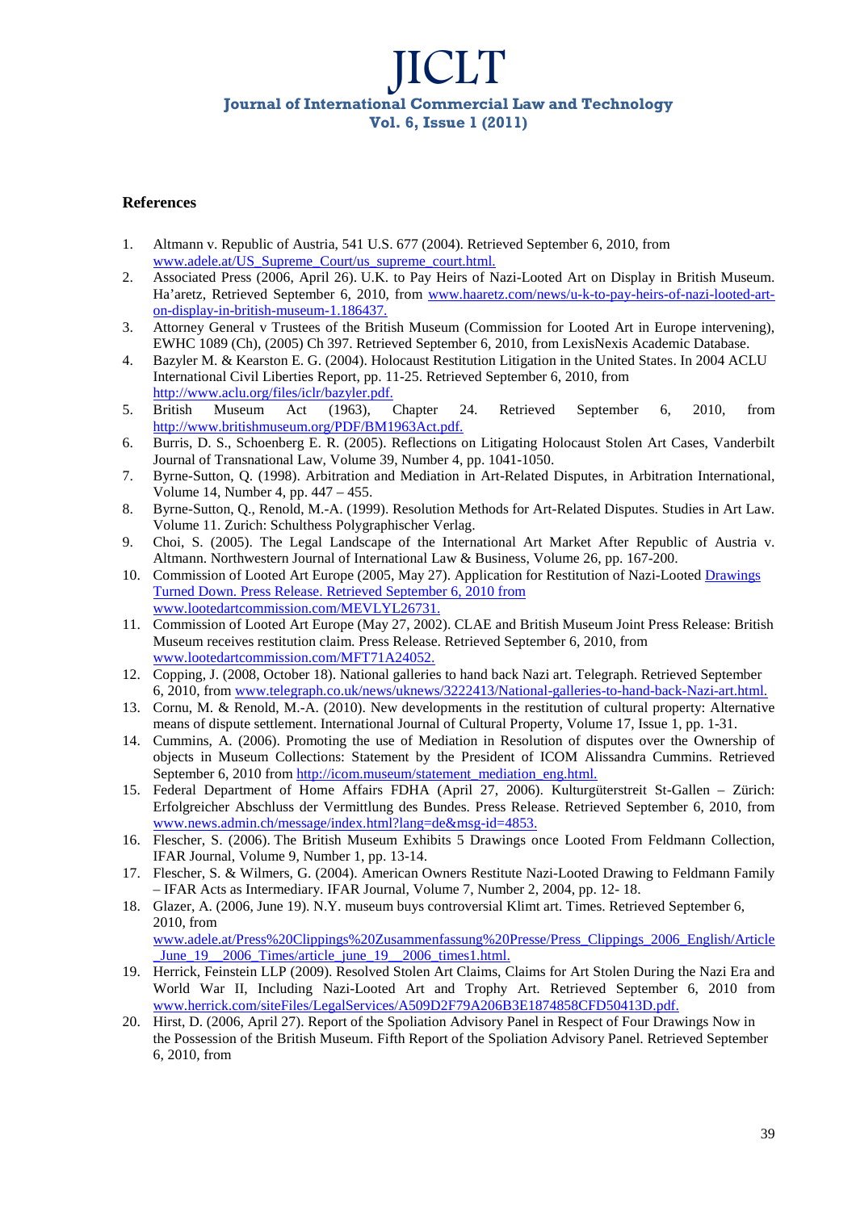### References

1. Altmann v. Republic of Austria, 541 U.S. 677 (2004). Retrieved September 6, 2010, from www.adele.at/US_Supreme_Court/us_supreme_court.html.
2. Associated Press (2006, April 26). U.K. to Pay Heirs of Nazi-Looted Art on Display in British Museum. Ha'aretz, Retrieved September 6, 2010, from www.haaretz.com/news/u-k-to-pay-heirs-of-nazi-looted-art-on-display-in-british-museum-1.186437.
3. Attorney General v Trustees of the British Museum (Commission for Looted Art in Europe intervening), EWHC 1089 (Ch), (2005) Ch 397. Retrieved September 6, 2010, from LexisNexis Academic Database.
4. Bazyler M. & Kearston E. G. (2004). Holocaust Restitution Litigation in the United States. In 2004 ACLU International Civil Liberties Report, pp. 11-25. Retrieved September 6, 2010, from http://www.aclu.org/files/iclr/bazyler.pdf.
5. British Museum Act (1963), Chapter 24. Retrieved September 6, 2010, from http://www.britishmuseum.org/PDF/BM1963Act.pdf.
6. Burris, D. S., Schoenberg E. R. (2005). Reflections on Litigating Holocaust Stolen Art Cases, Vanderbilt Journal of Transnational Law, Volume 39, Number 4, pp. 1041-1050.
7. Byrne-Sutton, Q. (1998). Arbitration and Mediation in Art-Related Disputes, in Arbitration International, Volume 14, Number 4, pp. 447 – 455.
8. Byrne-Sutton, Q., Renold, M.-A. (1999). Resolution Methods for Art-Related Disputes. Studies in Art Law. Volume 11. Zurich: Schulthess Polygraphischer Verlag.
9. Choi, S. (2005). The Legal Landscape of the International Art Market After Republic of Austria v. Altmann. Northwestern Journal of International Law & Business, Volume 26, pp. 167-200.
10. Commission of Looted Art Europe (2005, May 27). Application for Restitution of Nazi-Looted Drawings Turned Down. Press Release. Retrieved September 6, 2010 from www.lootedartcommission.com/MEVLYL26731.
11. Commission of Looted Art Europe (May 27, 2002). CLAE and British Museum Joint Press Release: British Museum receives restitution claim. Press Release. Retrieved September 6, 2010, from www.lootedartcommission.com/MFT71A24052.
12. Copping, J. (2008, October 18). National galleries to hand back Nazi art. Telegraph. Retrieved September 6, 2010, from www.telegraph.co.uk/news/uknews/3222413/National-galleries-to-hand-back-Nazi-art.html.
13. Cornu, M. & Renold, M.-A. (2010). New developments in the restitution of cultural property: Alternative means of dispute settlement. International Journal of Cultural Property, Volume 17, Issue 1, pp. 1-31.
14. Cummins, A. (2006). Promoting the use of Mediation in Resolution of disputes over the Ownership of objects in Museum Collections: Statement by the President of ICOM Alissandra Cummins. Retrieved September 6, 2010 from http://icom.museum/statement_mediation_eng.html.
15. Federal Department of Home Affairs FDHA (April 27, 2006). Kulturgüterstreit St-Gallen – Zürich: Erfolgreicher Abschluss der Vermittlung des Bundes. Press Release. Retrieved September 6, 2010, from www.news.admin.ch/message/index.html?lang=de&msg-id=4853.
16. Flescher, S. (2006). The British Museum Exhibits 5 Drawings once Looted From Feldmann Collection, IFAR Journal, Volume 9, Number 1, pp. 13-14.
17. Flescher, S. & Wilmers, G. (2004). American Owners Restitute Nazi-Looted Drawing to Feldmann Family – IFAR Acts as Intermediary. IFAR Journal, Volume 7, Number 2, 2004, pp. 12- 18.
18. Glazer, A. (2006, June 19). N.Y. museum buys controversial Klimt art. Times. Retrieved September 6, 2010, from www.adele.at/Press%20Clippings%20Zusammenfassung%20Presse/Press_Clippings_2006_English/Article_June_19__2006_Times/article_june_19__2006_times1.html.
19. Herrick, Feinstein LLP (2009). Resolved Stolen Art Claims, Claims for Art Stolen During the Nazi Era and World War II, Including Nazi-Looted Art and Trophy Art. Retrieved September 6, 2010 from www.herrick.com/siteFiles/LegalServices/A509D2F79A206B3E1874858CFD50413D.pdf.
20. Hirst, D. (2006, April 27). Report of the Spoliation Advisory Panel in Respect of Four Drawings Now in the Possession of the British Museum. Fifth Report of the Spoliation Advisory Panel. Retrieved September 6, 2010, from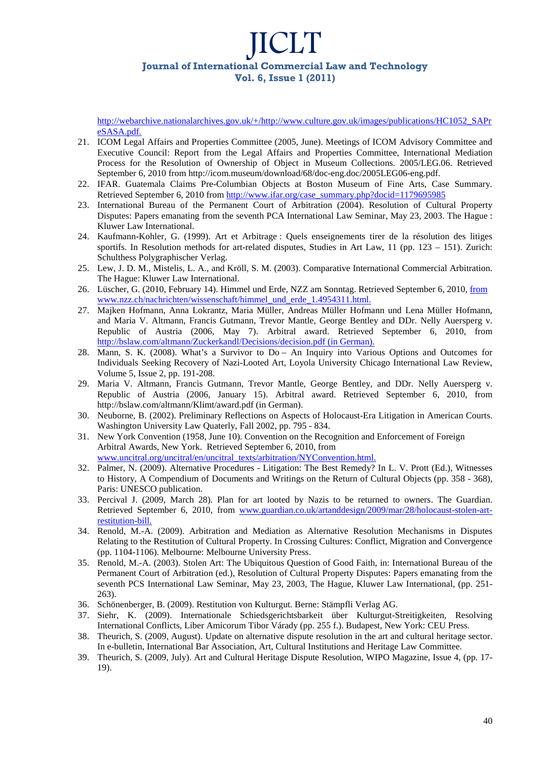http://webarchive.nationalarchives.gov.uk/+/http://www.culture.gov.uk/images/publications/HC1052_SAPreSASA.pdf.

21. ICOM Legal Affairs and Properties Committee (2005, June). Meetings of ICOM Advisory Committee and Executive Council: Report from the Legal Affairs and Properties Committee, International Mediation Process for the Resolution of Ownership of Object in Museum Collections. 2005/LEG.06. Retrieved September 6, 2010 from http://icom.museum/download/68/doc-eng.doc/2005LEG06-eng.pdf.
22. IFAR. Guatemala Claims Pre-Columbian Objects at Boston Museum of Fine Arts, Case Summary. Retrieved September 6, 2010 from http://www.ifar.org/case_summary.php?docid=1179695985
23. International Bureau of the Permanent Court of Arbitration (2004). Resolution of Cultural Property Disputes: Papers emanating from the seventh PCA International Law Seminar, May 23, 2003. The Hague : Kluwer Law International.
24. Kaufmann-Kohler, G. (1999). Art et Arbitrage : Quels enseignements tirer de la résolution des litiges sportifs. In Resolution methods for art-related disputes, Studies in Art Law, 11 (pp. 123 – 151). Zurich: Schulthess Polygraphischer Verlag.
25. Lew, J. D. M., Mistelis, L. A., and Kröll, S. M. (2003). Comparative International Commercial Arbitration. The Hague: Kluwer Law International.
26. Lüscher, G. (2010, February 14). Himmel und Erde, NZZ am Sonntag. Retrieved September 6, 2010, from www.nzz.ch/nachrichten/wissenschaft/himmel_und_erde_1.4954311.html.
27. Majken Hofmann, Anna Lokrantz, Maria Müller, Andreas Müller Hofmann und Lena Müller Hofmann, and Maria V. Altmann, Francis Gutmann, Trevor Mantle, George Bentley und DDr. Nelly Auersperg v. Republic of Austria (2006, May 7). Arbitral award. Retrieved September 6, 2010, from http://bslaw.com/altmann/Zuckerkandl/Decisions/decision.pdf (in German).
28. Mann, S. K. (2008). What's a Survivor to Do – An Inquiry into Various Options and Outcomes for Individuals Seeking Recovery of Nazi-Looted Art, Loyola University Chicago International Law Review, Volume 5, Issue 2, pp. 191-208.
29. Maria V. Altmann, Francis Gutmann, Trevor Mantle, George Bentley, and DDr. Nelly Auersperg v. Republic of Austria (2006, January 15). Arbitral award. Retrieved September 6, 2010, from http://bslaw.com/altmann/Klimt/award.pdf (in German).
30. Neuborne, B. (2002). Preliminary Reflections on Aspects of Holocaust-Era Litigation in American Courts. Washington University Law Quaterly, Fall 2002, pp. 795 - 834.
31. New York Convention (1958, June 10). Convention on the Recognition and Enforcement of Foreign Arbitral Awards, New York. Retrieved September 6, 2010, from www.uncitral.org/uncitral/en/uncitral_texts/arbitration/NYConvention.html.
32. Palmer, N. (2009). Alternative Procedures - Litigation: The Best Remedy? In L. V. Prott (Ed.), Witnesses to History, A Compendium of Documents and Writings on the Return of Cultural Objects (pp. 358 - 368), Paris: UNESCO publication.
33. Percival J. (2009, March 28). Plan for art looted by Nazis to be returned to owners. The Guardian. Retrieved September 6, 2010, from www.guardian.co.uk/artanddesign/2009/mar/28/holocaust-stolen-art-restitution-bill.
34. Renold, M.-A. (2009). Arbitration and Mediation as Alternative Resolution Mechanisms in Disputes Relating to the Restitution of Cultural Property. In Crossing Cultures: Conflict, Migration and Convergence (pp. 1104-1106). Melbourne: Melbourne University Press.
35. Renold, M.-A. (2003). Stolen Art: The Ubiquitous Question of Good Faith, in: International Bureau of the Permanent Court of Arbitration (ed.), Resolution of Cultural Property Disputes: Papers emanating from the seventh PCS International Law Seminar, May 23, 2003, The Hague, Kluwer Law International, (pp. 251-263).
36. Schönenberger, B. (2009). Restitution von Kulturgut. Berne: Stämpfli Verlag AG.
37. Siehr, K. (2009). Internationale Schiedsgerichtsbarkeit über Kulturgut-Streitigkeiten, Resolving International Conflicts, Liber Amicorum Tibor Várady (pp. 255 f.). Budapest, New York: CEU Press.
38. Theurich, S. (2009, August). Update on alternative dispute resolution in the art and cultural heritage sector. In e-bulletin, International Bar Association, Art, Cultural Institutions and Heritage Law Committee.
39. Theurich, S. (2009, July). Art and Cultural Heritage Dispute Resolution, WIPO Magazine, Issue 4, (pp. 17-19).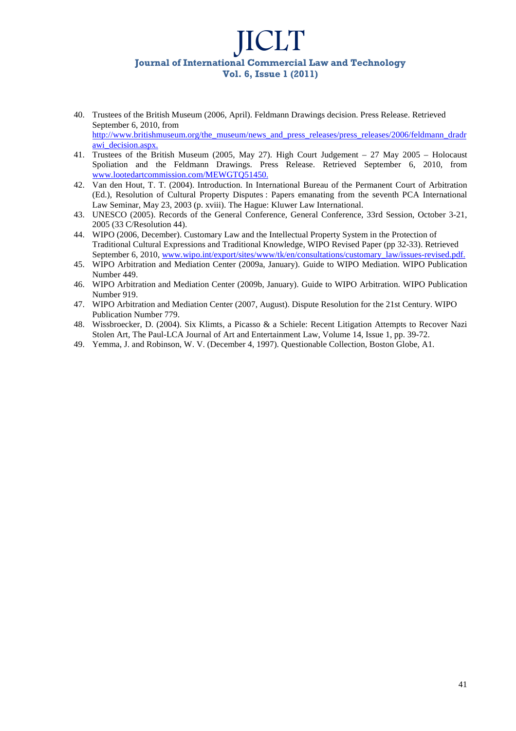40. Trustees of the British Museum (2006, April). Feldmann Drawings decision. Press Release. Retrieved September 6, 2010, from http://www.britishmuseum.org/the_museum/news_and_press_releases/press_releases/2006/feldmann_dradrawi_decision.aspx.
41. Trustees of the British Museum (2005, May 27). High Court Judgement – 27 May 2005 – Holocaust Spoliation and the Feldmann Drawings. Press Release. Retrieved September 6, 2010, from www.lootedartcommission.com/MEWGTQ51450.
42. Van den Hout, T. T. (2004). Introduction. In International Bureau of the Permanent Court of Arbitration (Ed.), Resolution of Cultural Property Disputes : Papers emanating from the seventh PCA International Law Seminar, May 23, 2003 (p. xviii). The Hague: Kluwer Law International.
43. UNESCO (2005). Records of the General Conference, General Conference, 33rd Session, October 3-21, 2005 (33 C/Resolution 44).
44. WIPO (2006, December). Customary Law and the Intellectual Property System in the Protection of Traditional Cultural Expressions and Traditional Knowledge, WIPO Revised Paper (pp 32-33). Retrieved September 6, 2010, www.wipo.int/export/sites/www/tk/en/consultations/customary_law/issues-revised.pdf.
45. WIPO Arbitration and Mediation Center (2009a, January). Guide to WIPO Mediation. WIPO Publication Number 449.
46. WIPO Arbitration and Mediation Center (2009b, January). Guide to WIPO Arbitration. WIPO Publication Number 919.
47. WIPO Arbitration and Mediation Center (2007, August). Dispute Resolution for the 21st Century. WIPO Publication Number 779.
48. Wissbroecker, D. (2004). Six Klimts, a Picasso & a Schiele: Recent Litigation Attempts to Recover Nazi Stolen Art, The Paul-LCA Journal of Art and Entertainment Law, Volume 14, Issue 1, pp. 39-72.
49. Yemma, J. and Robinson, W. V. (December 4, 1997). Questionable Collection, Boston Globe, A1.